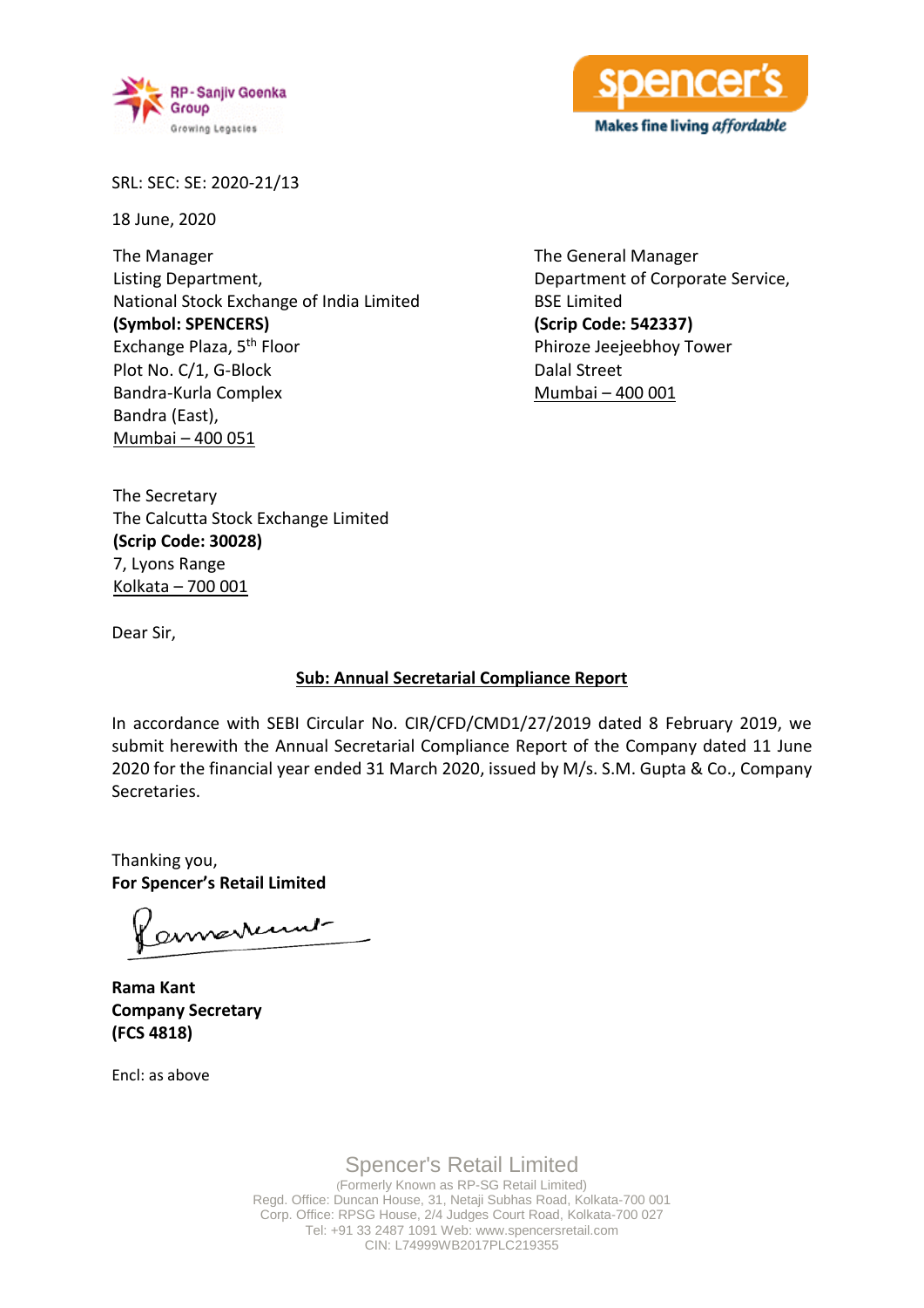RP-Sanjiv Goenka Group
Growing Legacies

spencer's
Makes fine living *affordable*

SRL: SEC: SE: 2020-21/13

18 June, 2020

The Manager
Listing Department,
National Stock Exchange of India Limited
**(Symbol: SPENCERS)**
Exchange Plaza, 5th Floor
Plot No. C/1, G-Block
Bandra-Kurla Complex
Bandra (East),
Mumbai – 400 051

The General Manager
Department of Corporate Service,
BSE Limited
**(Scrip Code: 542337)**
Phiroze Jeejeebhoy Tower
Dalal Street
Mumbai – 400 001

The Secretary
The Calcutta Stock Exchange Limited
**(Scrip Code: 30028)**
7, Lyons Range
Kolkata – 700 001

Dear Sir,

**Sub: Annual Secretarial Compliance Report**

In accordance with SEBI Circular No. CIR/CFD/CMD1/27/2019 dated 8 February 2019, we submit herewith the Annual Secretarial Compliance Report of the Company dated 11 June 2020 for the financial year ended 31 March 2020, issued by M/s. S.M. Gupta & Co., Company Secretaries.

Thanking you,
**For Spencer's Retail Limited**

**Rama Kant**
**Company Secretary**
**(FCS 4818)**

Encl: as above

Spencer's Retail Limited
(Formerly Known as RP-SG Retail Limited)
Regd. Office: Duncan House, 31, Netaji Subhas Road, Kolkata-700 001
Corp. Office: RPSG House, 2/4 Judges Court Road, Kolkata-700 027
Tel: +91 33 2487 1091 Web: www.spencersretail.com
CIN: L74999WB2017PLC219355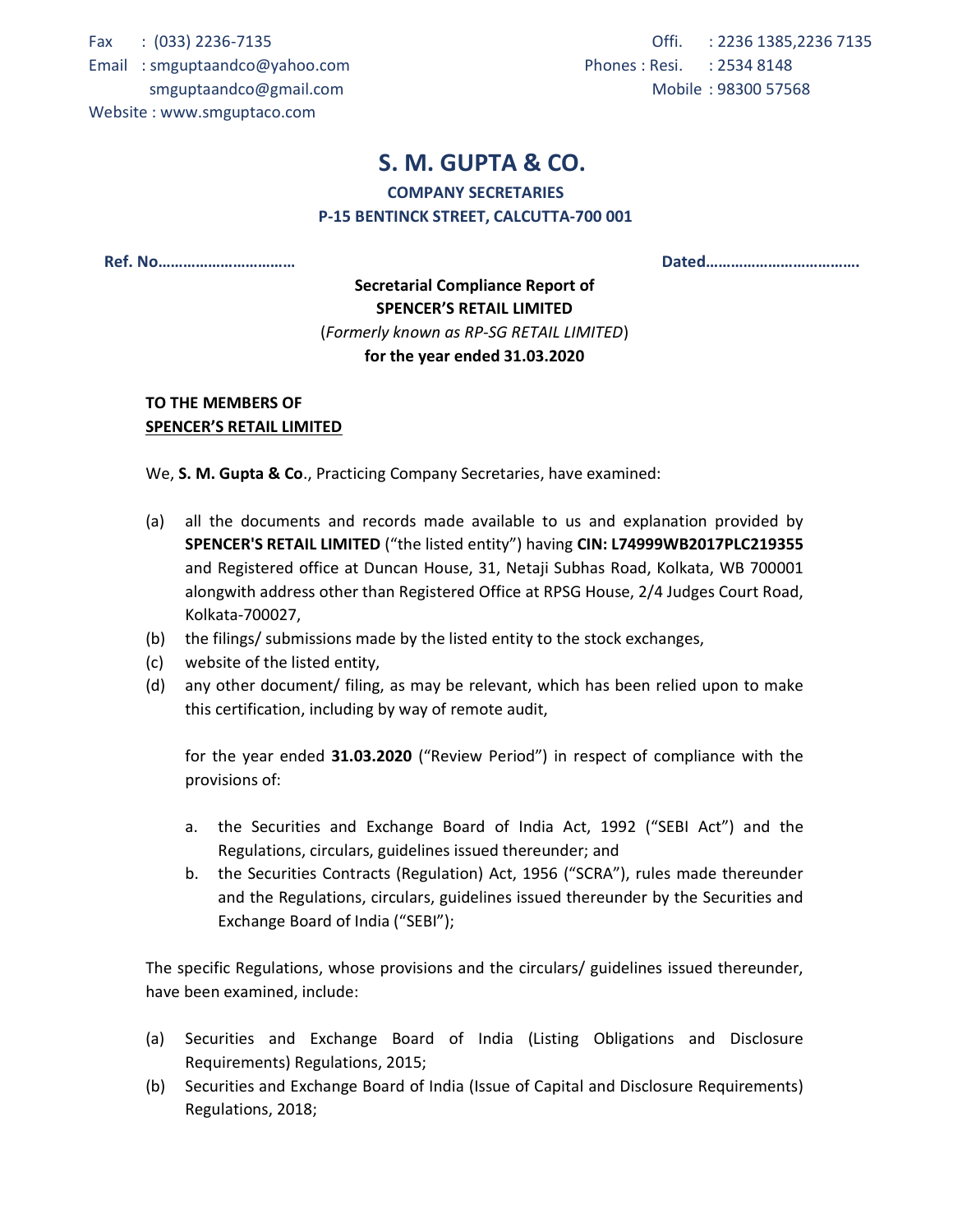Fax : (033) 2236-7135
Email : smguptaandco@yahoo.com
smguptaandco@gmail.com
Website : www.smguptaco.com

Offi. : 2236 1385,2236 7135
Phones : Resi. : 2534 8148
Mobile : 98300 57568

# S. M. GUPTA & CO.

**COMPANY SECRETARIES**
**P-15 BENTINCK STREET, CALCUTTA-700 001**

**Ref. No…………………………… Dated……………………………….**

**Secretarial Compliance Report of**
**SPENCER'S RETAIL LIMITED**
(*Formerly known as RP-SG RETAIL LIMITED*)
**for the year ended 31.03.2020**

**TO THE MEMBERS OF**
**SPENCER'S RETAIL LIMITED**

We, **S. M. Gupta & Co**., Practicing Company Secretaries, have examined:

(a) all the documents and records made available to us and explanation provided by **SPENCER'S RETAIL LIMITED** ("the listed entity") having **CIN: L74999WB2017PLC219355** and Registered office at Duncan House, 31, Netaji Subhas Road, Kolkata, WB 700001 alongwith address other than Registered Office at RPSG House, 2/4 Judges Court Road, Kolkata-700027,

(b) the filings/ submissions made by the listed entity to the stock exchanges,

(c) website of the listed entity,

(d) any other document/ filing, as may be relevant, which has been relied upon to make this certification, including by way of remote audit,

for the year ended **31.03.2020** ("Review Period") in respect of compliance with the provisions of:

a. the Securities and Exchange Board of India Act, 1992 ("SEBI Act") and the Regulations, circulars, guidelines issued thereunder; and
b. the Securities Contracts (Regulation) Act, 1956 ("SCRA"), rules made thereunder and the Regulations, circulars, guidelines issued thereunder by the Securities and Exchange Board of India ("SEBI");

The specific Regulations, whose provisions and the circulars/ guidelines issued thereunder, have been examined, include:

(a) Securities and Exchange Board of India (Listing Obligations and Disclosure Requirements) Regulations, 2015;
(b) Securities and Exchange Board of India (Issue of Capital and Disclosure Requirements) Regulations, 2018;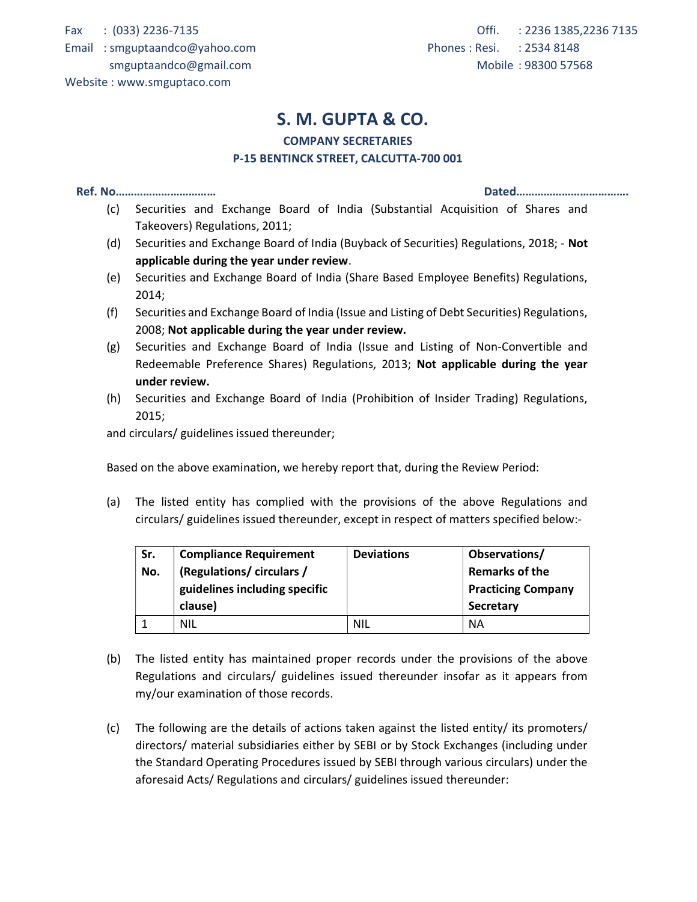Fax : (033) 2236-7135
Email : smguptaandco@yahoo.com
smguptaandco@gmail.com
Website : www.smguptaco.com

Offi. : 2236 1385,2236 7135
Phones : Resi. : 2534 8148
Mobile : 98300 57568

# S. M. GUPTA & CO.

**COMPANY SECRETARIES**
**P-15 BENTINCK STREET, CALCUTTA-700 001**

**Ref. No……………………………** **Dated……………………………….**

(c) Securities and Exchange Board of India (Substantial Acquisition of Shares and Takeovers) Regulations, 2011;

(d) Securities and Exchange Board of India (Buyback of Securities) Regulations, 2018; - **Not applicable during the year under review**.

(e) Securities and Exchange Board of India (Share Based Employee Benefits) Regulations, 2014;

(f) Securities and Exchange Board of India (Issue and Listing of Debt Securities) Regulations, 2008; **Not applicable during the year under review.**

(g) Securities and Exchange Board of India (Issue and Listing of Non-Convertible and Redeemable Preference Shares) Regulations, 2013; **Not applicable during the year under review.**

(h) Securities and Exchange Board of India (Prohibition of Insider Trading) Regulations, 2015;

and circulars/ guidelines issued thereunder;

Based on the above examination, we hereby report that, during the Review Period:

(a) The listed entity has complied with the provisions of the above Regulations and circulars/ guidelines issued thereunder, except in respect of matters specified below:-

| Sr. No. | Compliance Requirement (Regulations/ circulars / guidelines including specific clause) | Deviations | Observations/ Remarks of the Practicing Company Secretary |
|---|---|---|---|
| 1 | NIL | NIL | NA |

(b) The listed entity has maintained proper records under the provisions of the above Regulations and circulars/ guidelines issued thereunder insofar as it appears from my/our examination of those records.

(c) The following are the details of actions taken against the listed entity/ its promoters/ directors/ material subsidiaries either by SEBI or by Stock Exchanges (including under the Standard Operating Procedures issued by SEBI through various circulars) under the aforesaid Acts/ Regulations and circulars/ guidelines issued thereunder: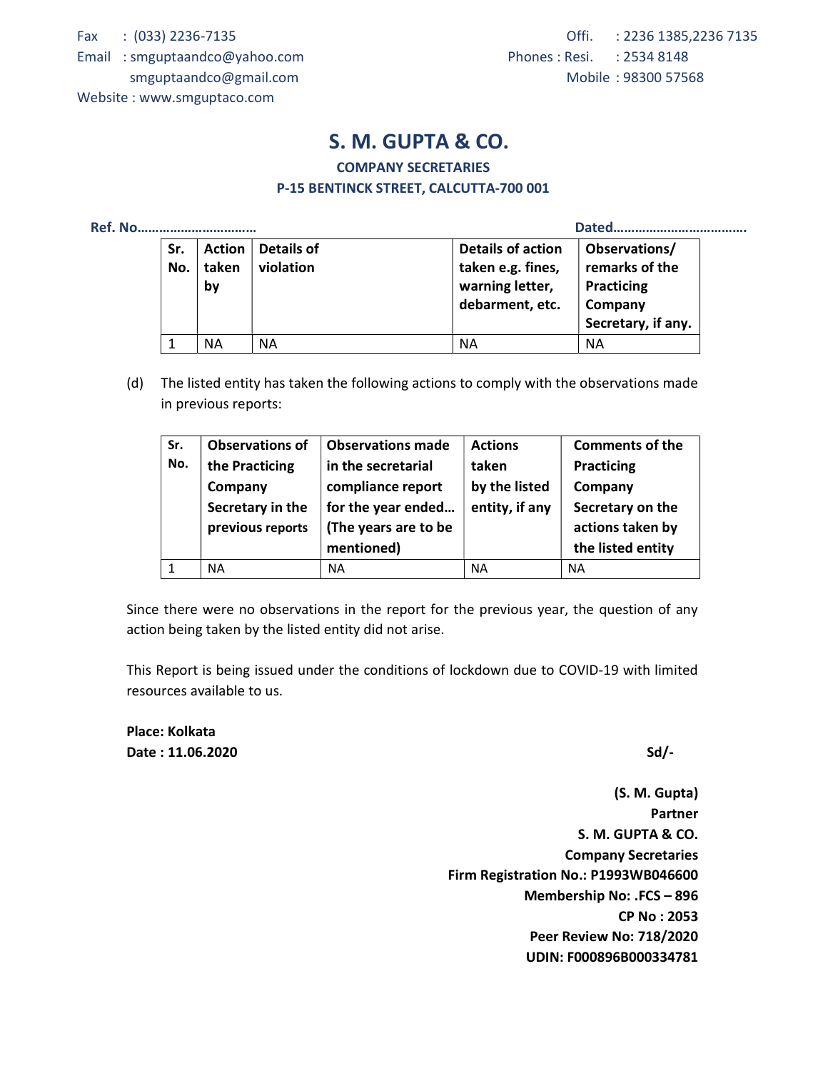Fax : (033) 2236-7135
Email : smguptaandco@yahoo.com
smguptaandco@gmail.com
Website : www.smguptaco.com

Offi. : 2236 1385,2236 7135
Phones : Resi. : 2534 8148
Mobile : 98300 57568

# S. M. GUPTA & CO.

**COMPANY SECRETARIES**

**P-15 BENTINCK STREET, CALCUTTA-700 001**

**Ref. No……………………………** **Dated………………………………**

| Sr. No. | Action taken by | Details of violation | Details of action taken e.g. fines, warning letter, debarment, etc. | Observations/ remarks of the Practicing Company Secretary, if any. |
|---|---|---|---|---|
| 1 | NA | NA | NA | NA |

(d) The listed entity has taken the following actions to comply with the observations made in previous reports:

| Sr. No. | Observations of the Practicing Company Secretary in the previous reports | Observations made in the secretarial compliance report for the year ended… (The years are to be mentioned) | Actions taken by the listed entity, if any | Comments of the Practicing Company Secretary on the actions taken by the listed entity |
|---|---|---|---|---|
| 1 | NA | NA | NA | NA |

Since there were no observations in the report for the previous year, the question of any action being taken by the listed entity did not arise.

This Report is being issued under the conditions of lockdown due to COVID-19 with limited resources available to us.

**Place: Kolkata**
**Date : 11.06.2020** **Sd/-**

**(S. M. Gupta)**
**Partner**
**S. M. GUPTA & CO.**
**Company Secretaries**
**Firm Registration No.: P1993WB046600**
**Membership No: .FCS – 896**
**CP No : 2053**
**Peer Review No: 718/2020**
**UDIN: F000896B000334781**